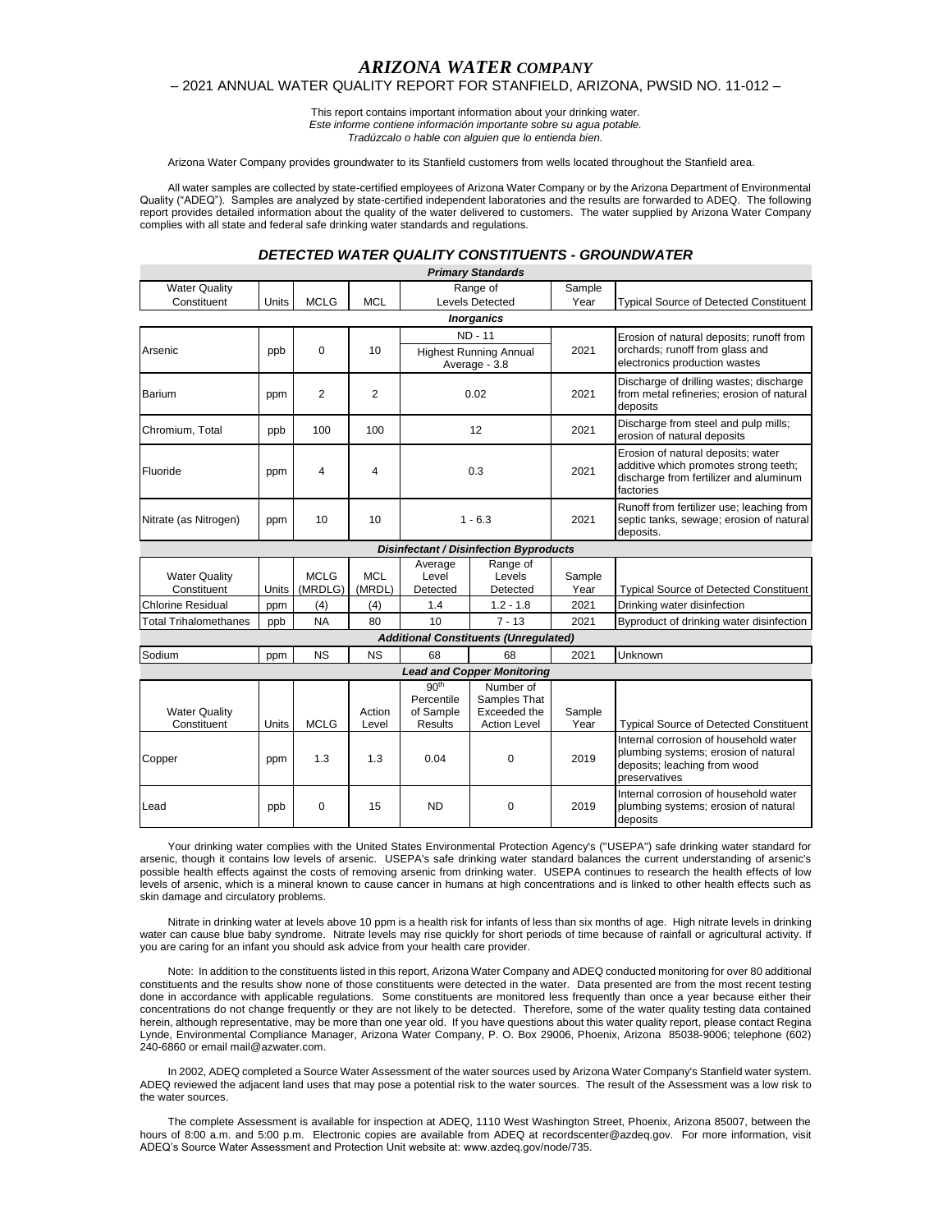# *ARIZONA WATER COMPANY*

## – 2021 ANNUAL WATER QUALITY REPORT FOR STANFIELD, ARIZONA, PWSID NO. 11-012 –

This report contains important information about your drinking water.
*Este informe contiene información importante sobre su agua potable.*
*Tradúzcalo o hable con alguien que lo entienda bien.*

Arizona Water Company provides groundwater to its Stanfield customers from wells located throughout the Stanfield area.

All water samples are collected by state-certified employees of Arizona Water Company or by the Arizona Department of Environmental Quality ("ADEQ"). Samples are analyzed by state-certified independent laboratories and the results are forwarded to ADEQ. The following report provides detailed information about the quality of the water delivered to customers. The water supplied by Arizona Water Company complies with all state and federal safe drinking water standards and regulations.

### *DETECTED WATER QUALITY CONSTITUENTS - GROUNDWATER*

***Primary Standards***

| Water Quality Constituent | Units | MCLG | MCL | Range of Levels Detected | Sample Year | Typical Source of Detected Constituent |
|---|---|---|---|---|---|---|
| ***Inorganics*** | | | | | | |
| Arsenic | ppb | 0 | 10 | ND - 11; Highest Running Annual Average - 3.8 | 2021 | Erosion of natural deposits; runoff from orchards; runoff from glass and electronics production wastes |
| Barium | ppm | 2 | 2 | 0.02 | 2021 | Discharge of drilling wastes; discharge from metal refineries; erosion of natural deposits |
| Chromium, Total | ppb | 100 | 100 | 12 | 2021 | Discharge from steel and pulp mills; erosion of natural deposits |
| Fluoride | ppm | 4 | 4 | 0.3 | 2021 | Erosion of natural deposits; water additive which promotes strong teeth; discharge from fertilizer and aluminum factories |
| Nitrate (as Nitrogen) | ppm | 10 | 10 | 1 - 6.3 | 2021 | Runoff from fertilizer use; leaching from septic tanks, sewage; erosion of natural deposits. |

***Disinfectant / Disinfection Byproducts***

| Water Quality Constituent | Units | MCLG (MRDLG) | MCL (MRDL) | Average Level Detected | Range of Levels Detected | Sample Year | Typical Source of Detected Constituent |
|---|---|---|---|---|---|---|---|
| Chlorine Residual | ppm | (4) | (4) | 1.4 | 1.2 - 1.8 | 2021 | Drinking water disinfection |
| Total Trihalomethanes | ppb | NA | 80 | 10 | 7 - 13 | 2021 | Byproduct of drinking water disinfection |
| ***Additional Constituents (Unregulated)*** | | | | | | | |
| Sodium | ppm | NS | NS | 68 | 68 | 2021 | Unknown |

***Lead and Copper Monitoring***

| Water Quality Constituent | Units | MCLG | Action Level | 90th Percentile of Sample Results | Number of Samples That Exceeded the Action Level | Sample Year | Typical Source of Detected Constituent |
|---|---|---|---|---|---|---|---|
| Copper | ppm | 1.3 | 1.3 | 0.04 | 0 | 2019 | Internal corrosion of household water plumbing systems; erosion of natural deposits; leaching from wood preservatives |
| Lead | ppb | 0 | 15 | ND | 0 | 2019 | Internal corrosion of household water plumbing systems; erosion of natural deposits |

Your drinking water complies with the United States Environmental Protection Agency's ("USEPA") safe drinking water standard for arsenic, though it contains low levels of arsenic. USEPA's safe drinking water standard balances the current understanding of arsenic's possible health effects against the costs of removing arsenic from drinking water. USEPA continues to research the health effects of low levels of arsenic, which is a mineral known to cause cancer in humans at high concentrations and is linked to other health effects such as skin damage and circulatory problems.

Nitrate in drinking water at levels above 10 ppm is a health risk for infants of less than six months of age. High nitrate levels in drinking water can cause blue baby syndrome. Nitrate levels may rise quickly for short periods of time because of rainfall or agricultural activity. If you are caring for an infant you should ask advice from your health care provider.

Note: In addition to the constituents listed in this report, Arizona Water Company and ADEQ conducted monitoring for over 80 additional constituents and the results show none of those constituents were detected in the water. Data presented are from the most recent testing done in accordance with applicable regulations. Some constituents are monitored less frequently than once a year because either their concentrations do not change frequently or they are not likely to be detected. Therefore, some of the water quality testing data contained herein, although representative, may be more than one year old. If you have questions about this water quality report, please contact Regina Lynde, Environmental Compliance Manager, Arizona Water Company, P. O. Box 29006, Phoenix, Arizona 85038-9006; telephone (602) 240-6860 or email mail@azwater.com.

In 2002, ADEQ completed a Source Water Assessment of the water sources used by Arizona Water Company's Stanfield water system. ADEQ reviewed the adjacent land uses that may pose a potential risk to the water sources. The result of the Assessment was a low risk to the water sources.

The complete Assessment is available for inspection at ADEQ, 1110 West Washington Street, Phoenix, Arizona 85007, between the hours of 8:00 a.m. and 5:00 p.m. Electronic copies are available from ADEQ at recordscenter@azdeq.gov. For more information, visit ADEQ's Source Water Assessment and Protection Unit website at: www.azdeq.gov/node/735.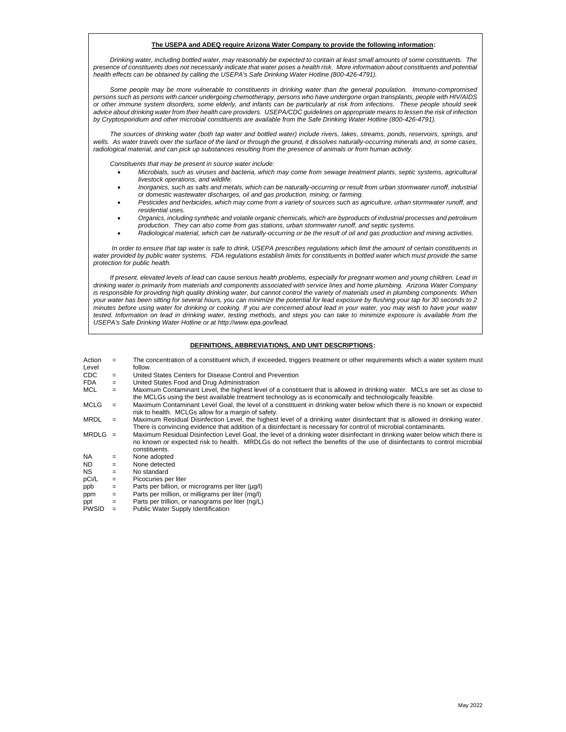**The USEPA and ADEQ require Arizona Water Company to provide the following information:**

*Drinking water, including bottled water, may reasonably be expected to contain at least small amounts of some constituents. The presence of constituents does not necessarily indicate that water poses a health risk. More information about constituents and potential health effects can be obtained by calling the USEPA's Safe Drinking Water Hotline (800-426-4791).*

*Some people may be more vulnerable to constituents in drinking water than the general population. Immuno-compromised persons such as persons with cancer undergoing chemotherapy, persons who have undergone organ transplants, people with HIV/AIDS or other immune system disorders, some elderly, and infants can be particularly at risk from infections. These people should seek advice about drinking water from their health care providers. USEPA/CDC guidelines on appropriate means to lessen the risk of infection by Cryptosporidium and other microbial constituents are available from the Safe Drinking Water Hotline (800-426-4791).*

*The sources of drinking water (both tap water and bottled water) include rivers, lakes, streams, ponds, reservoirs, springs, and wells. As water travels over the surface of the land or through the ground, it dissolves naturally-occurring minerals and, in some cases, radiological material, and can pick up substances resulting from the presence of animals or from human activity.*

*Constituents that may be present in source water include:*

- *Microbials, such as viruses and bacteria, which may come from sewage treatment plants, septic systems, agricultural livestock operations, and wildlife.*
- *Inorganics, such as salts and metals, which can be naturally-occurring or result from urban stormwater runoff, industrial or domestic wastewater discharges, oil and gas production, mining, or farming.*
- *Pesticides and herbicides, which may come from a variety of sources such as agriculture, urban stormwater runoff, and residential uses.*
- *Organics, including synthetic and volatile organic chemicals, which are byproducts of industrial processes and petroleum production. They can also come from gas stations, urban stormwater runoff, and septic systems.*
- *Radiological material, which can be naturally-occurring or be the result of oil and gas production and mining activities.*

*In order to ensure that tap water is safe to drink, USEPA prescribes regulations which limit the amount of certain constituents in water provided by public water systems. FDA regulations establish limits for constituents in bottled water which must provide the same protection for public health.*

*If present, elevated levels of lead can cause serious health problems, especially for pregnant women and young children. Lead in drinking water is primarily from materials and components associated with service lines and home plumbing. Arizona Water Company is responsible for providing high quality drinking water, but cannot control the variety of materials used in plumbing components. When your water has been sitting for several hours, you can minimize the potential for lead exposure by flushing your tap for 30 seconds to 2 minutes before using water for drinking or cooking. If you are concerned about lead in your water, you may wish to have your water tested. Information on lead in drinking water, testing methods, and steps you can take to minimize exposure is available from the USEPA's Safe Drinking Water Hotline or at http://www.epa.gov/lead.*

**DEFINITIONS, ABBREVIATIONS, AND UNIT DESCRIPTIONS:**

| | | |
|---|---|---|
| Action Level | = | The concentration of a constituent which, if exceeded, triggers treatment or other requirements which a water system must follow. |
| CDC | = | United States Centers for Disease Control and Prevention |
| FDA | = | United States Food and Drug Administration |
| MCL | = | Maximum Contaminant Level, the highest level of a constituent that is allowed in drinking water. MCLs are set as close to the MCLGs using the best available treatment technology as is economically and technologically feasible. |
| MCLG | = | Maximum Contaminant Level Goal, the level of a constituent in drinking water below which there is no known or expected risk to health. MCLGs allow for a margin of safety. |
| MRDL | = | Maximum Residual Disinfection Level, the highest level of a drinking water disinfectant that is allowed in drinking water. There is convincing evidence that addition of a disinfectant is necessary for control of microbial contaminants. |
| MRDLG | = | Maximum Residual Disinfection Level Goal, the level of a drinking water disinfectant in drinking water below which there is no known or expected risk to health. MRDLGs do not reflect the benefits of the use of disinfectants to control microbial constituents. |
| NA | = | None adopted |
| ND | = | None detected |
| NS | = | No standard |
| pCi/L | = | Picocuries per liter |
| ppb | = | Parts per billion, or micrograms per liter (µg/l) |
| ppm | = | Parts per million, or milligrams per liter (mg/l) |
| ppt | = | Parts per trillion, or nanograms per liter (ng/L) |
| PWSID | = | Public Water Supply Identification |

May 2022